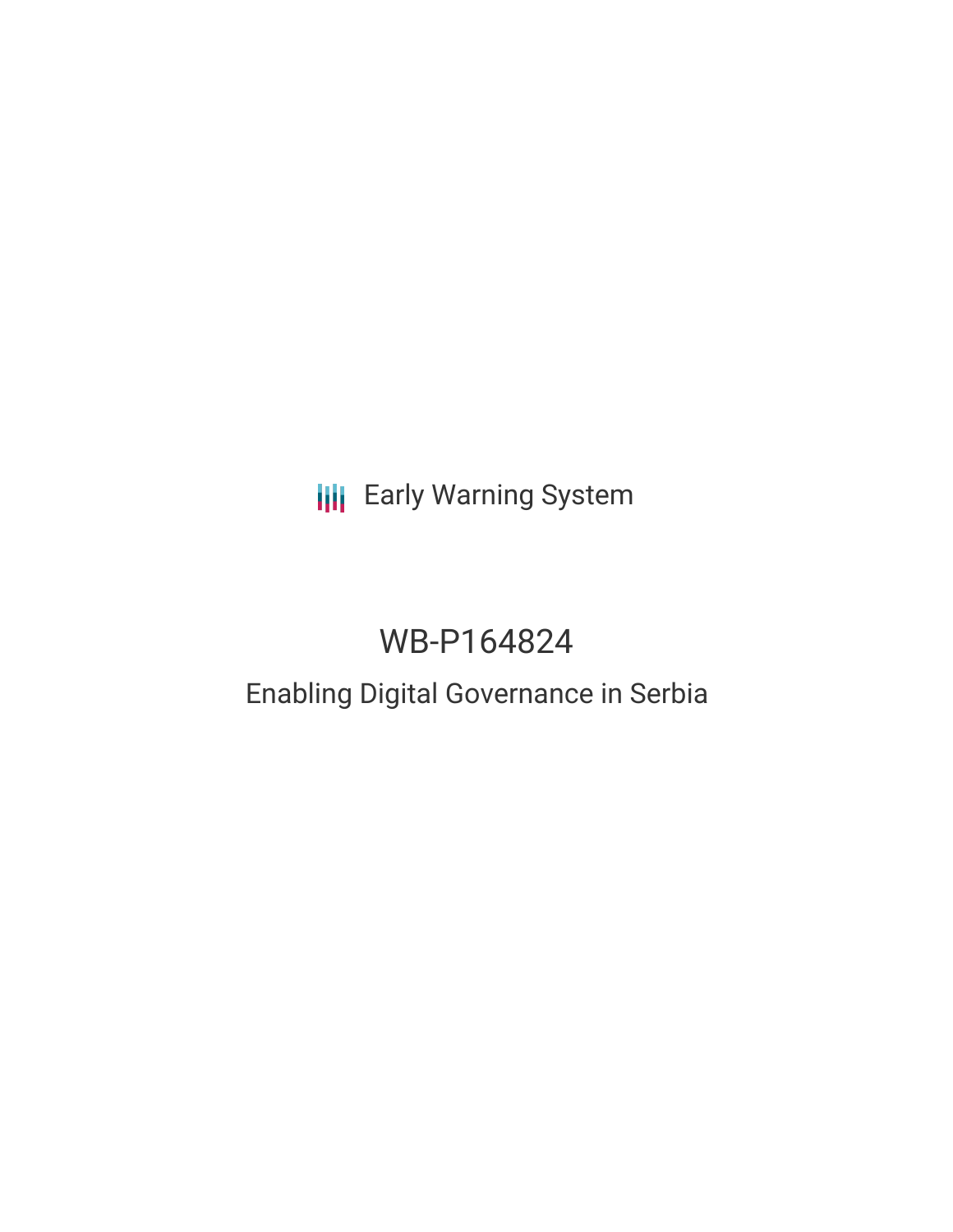Early Warning System

# WB-P164824

## Enabling Digital Governance in Serbia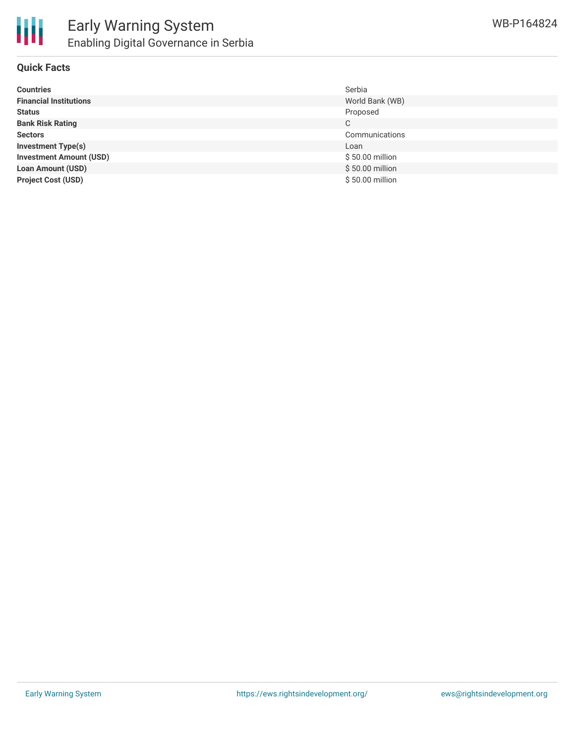# Early Warning System

## Enabling Digital Governance in Serbia

WB-P164824

### Quick Facts

| | |
|---|---|
| **Countries** | Serbia |
| **Financial Institutions** | World Bank (WB) |
| **Status** | Proposed |
| **Bank Risk Rating** | C |
| **Sectors** | Communications |
| **Investment Type(s)** | Loan |
| **Investment Amount (USD)** | $ 50.00 million |
| **Loan Amount (USD)** | $ 50.00 million |
| **Project Cost (USD)** | $ 50.00 million |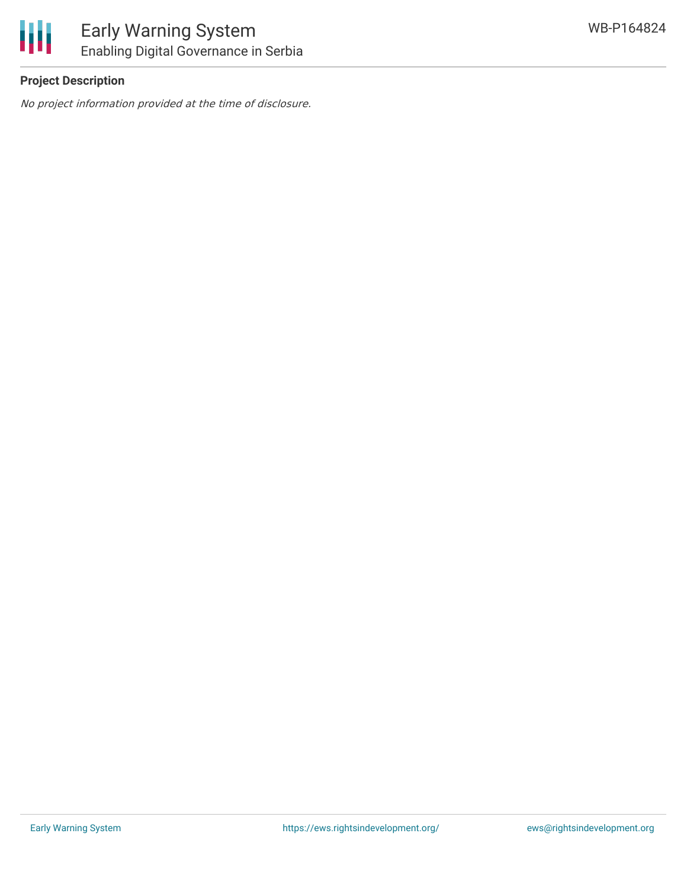**Project Description**

*No project information provided at the time of disclosure.*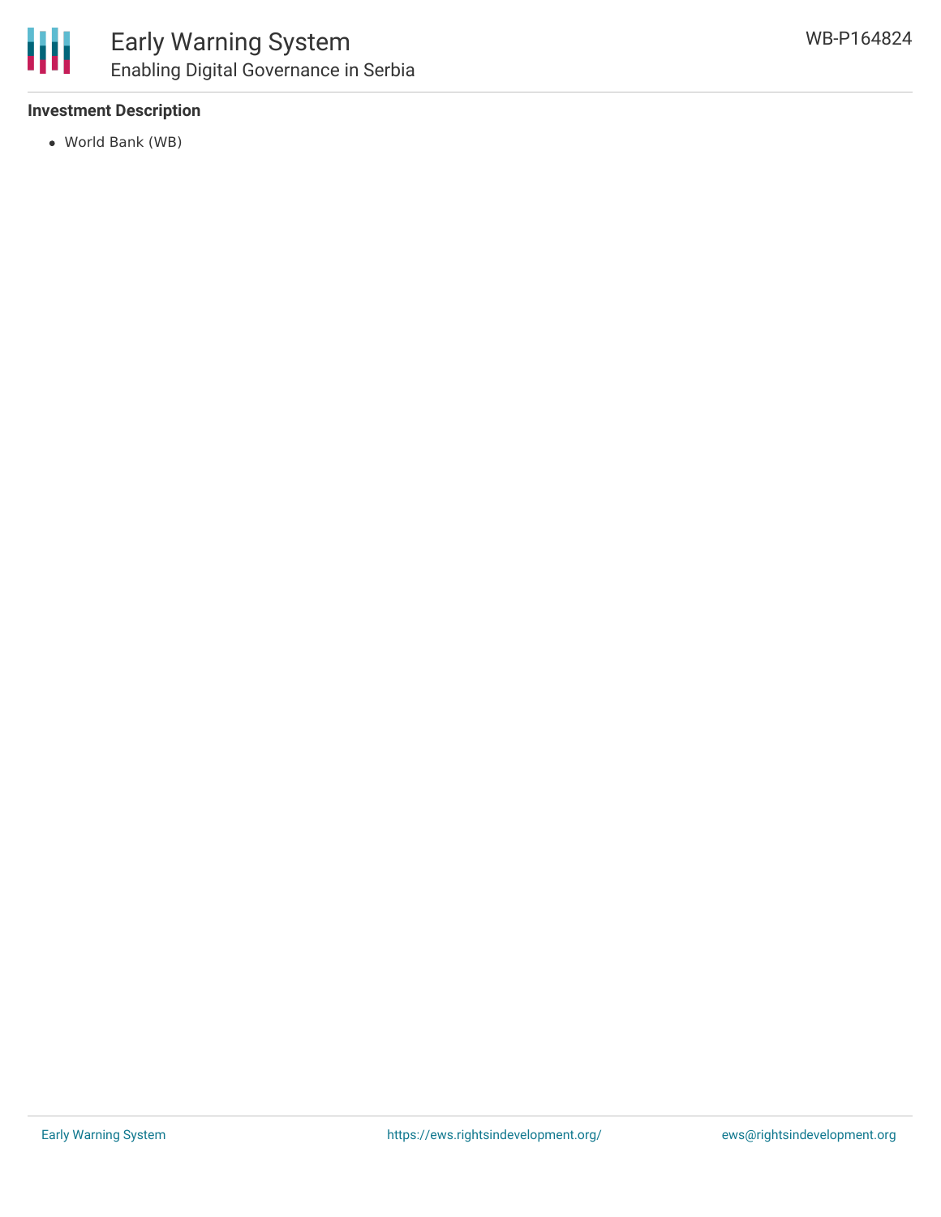**Investment Description**

- World Bank (WB)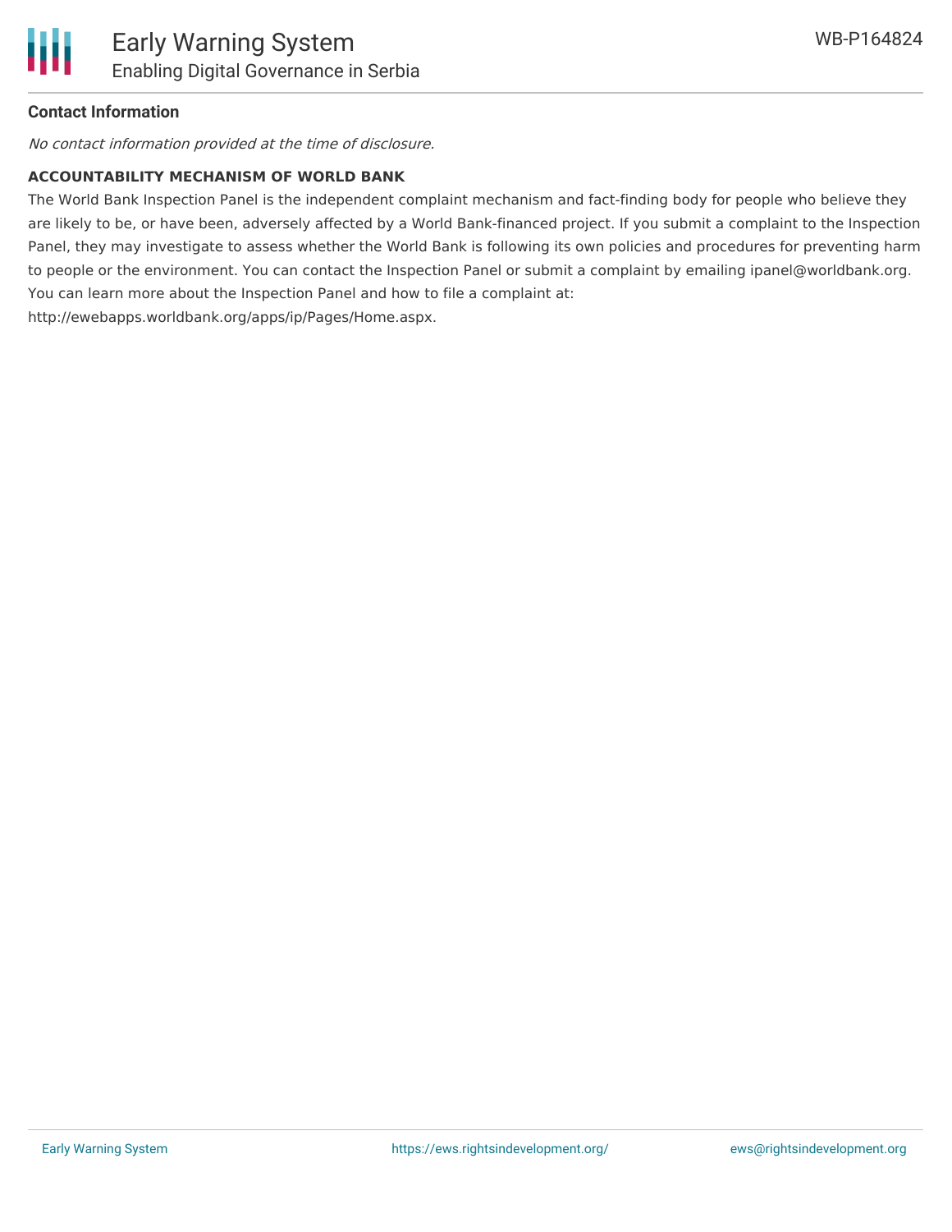#### Contact Information

*No contact information provided at the time of disclosure.*

**ACCOUNTABILITY MECHANISM OF WORLD BANK**

The World Bank Inspection Panel is the independent complaint mechanism and fact-finding body for people who believe they are likely to be, or have been, adversely affected by a World Bank-financed project. If you submit a complaint to the Inspection Panel, they may investigate to assess whether the World Bank is following its own policies and procedures for preventing harm to people or the environment. You can contact the Inspection Panel or submit a complaint by emailing ipanel@worldbank.org. You can learn more about the Inspection Panel and how to file a complaint at: http://ewebapps.worldbank.org/apps/ip/Pages/Home.aspx.